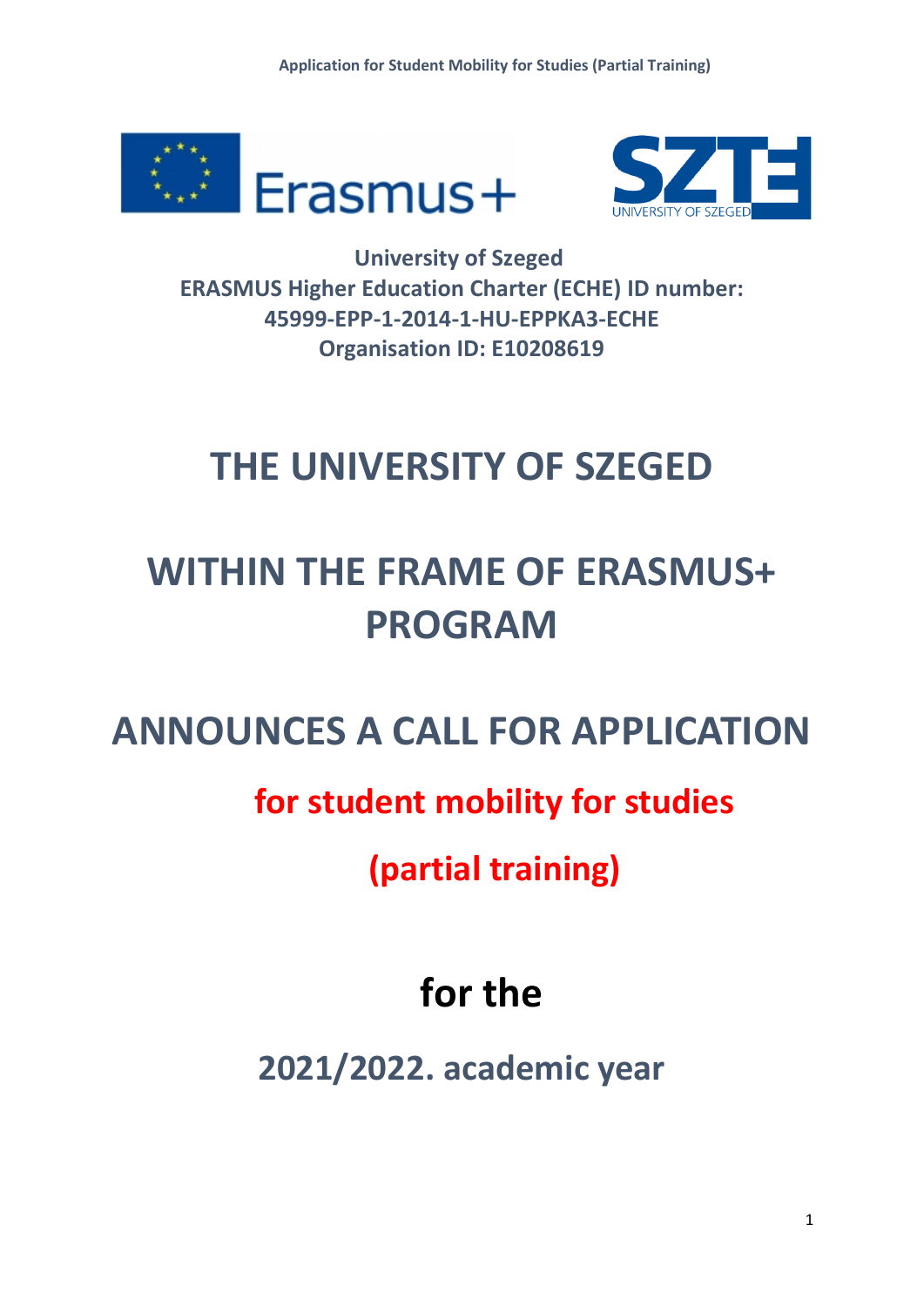**University of Szeged**
**ERASMUS Higher Education Charter (ECHE) ID number:**
**45999-EPP-1-2014-1-HU-EPPKA3-ECHE**
**Organisation ID: E10208619**

# THE UNIVERSITY OF SZEGED

# WITHIN THE FRAME OF ERASMUS+ PROGRAM

# ANNOUNCES A CALL FOR APPLICATION

## for student mobility for studies

## (partial training)

# for the

## 2021/2022. academic year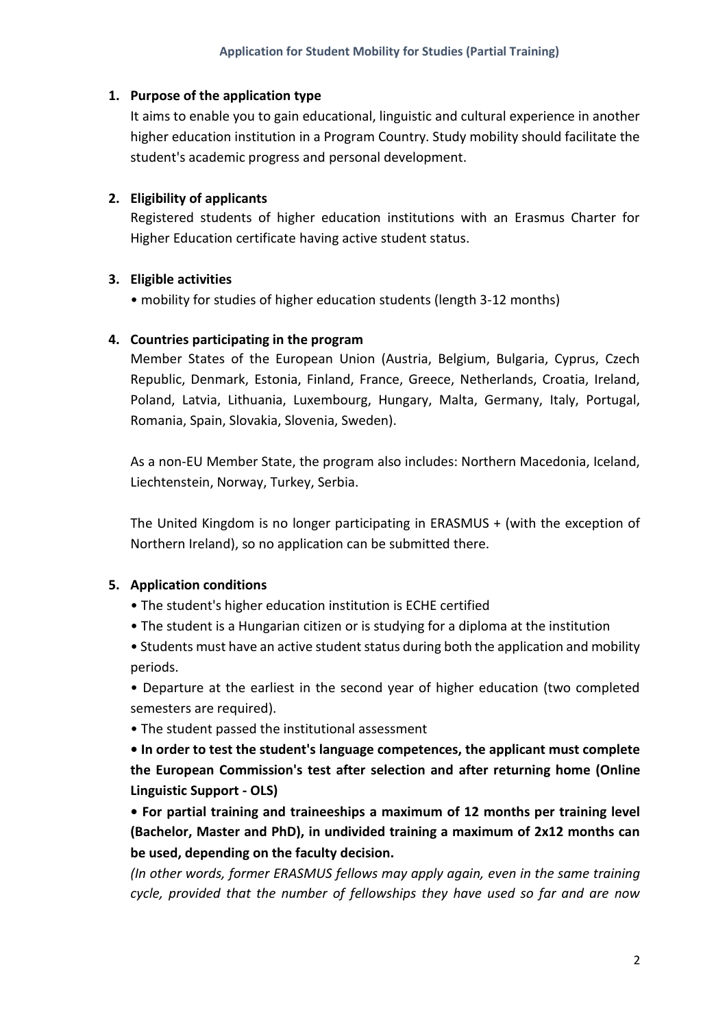## Application for Student Mobility for Studies (Partial Training)

1. **Purpose of the application type**

   It aims to enable you to gain educational, linguistic and cultural experience in another higher education institution in a Program Country. Study mobility should facilitate the student's academic progress and personal development.

2. **Eligibility of applicants**

   Registered students of higher education institutions with an Erasmus Charter for Higher Education certificate having active student status.

3. **Eligible activities**

   • mobility for studies of higher education students (length 3-12 months)

4. **Countries participating in the program**

   Member States of the European Union (Austria, Belgium, Bulgaria, Cyprus, Czech Republic, Denmark, Estonia, Finland, France, Greece, Netherlands, Croatia, Ireland, Poland, Latvia, Lithuania, Luxembourg, Hungary, Malta, Germany, Italy, Portugal, Romania, Spain, Slovakia, Slovenia, Sweden).

   As a non-EU Member State, the program also includes: Northern Macedonia, Iceland, Liechtenstein, Norway, Turkey, Serbia.

   The United Kingdom is no longer participating in ERASMUS + (with the exception of Northern Ireland), so no application can be submitted there.

5. **Application conditions**

   • The student's higher education institution is ECHE certified

   • The student is a Hungarian citizen or is studying for a diploma at the institution

   • Students must have an active student status during both the application and mobility periods.

   • Departure at the earliest in the second year of higher education (two completed semesters are required).

   • The student passed the institutional assessment

   **• In order to test the student's language competences, the applicant must complete the European Commission's test after selection and after returning home (Online Linguistic Support - OLS)**

   **• For partial training and traineeships a maximum of 12 months per training level (Bachelor, Master and PhD), in undivided training a maximum of 2x12 months can be used, depending on the faculty decision.**

   *(In other words, former ERASMUS fellows may apply again, even in the same training cycle, provided that the number of fellowships they have used so far and are now*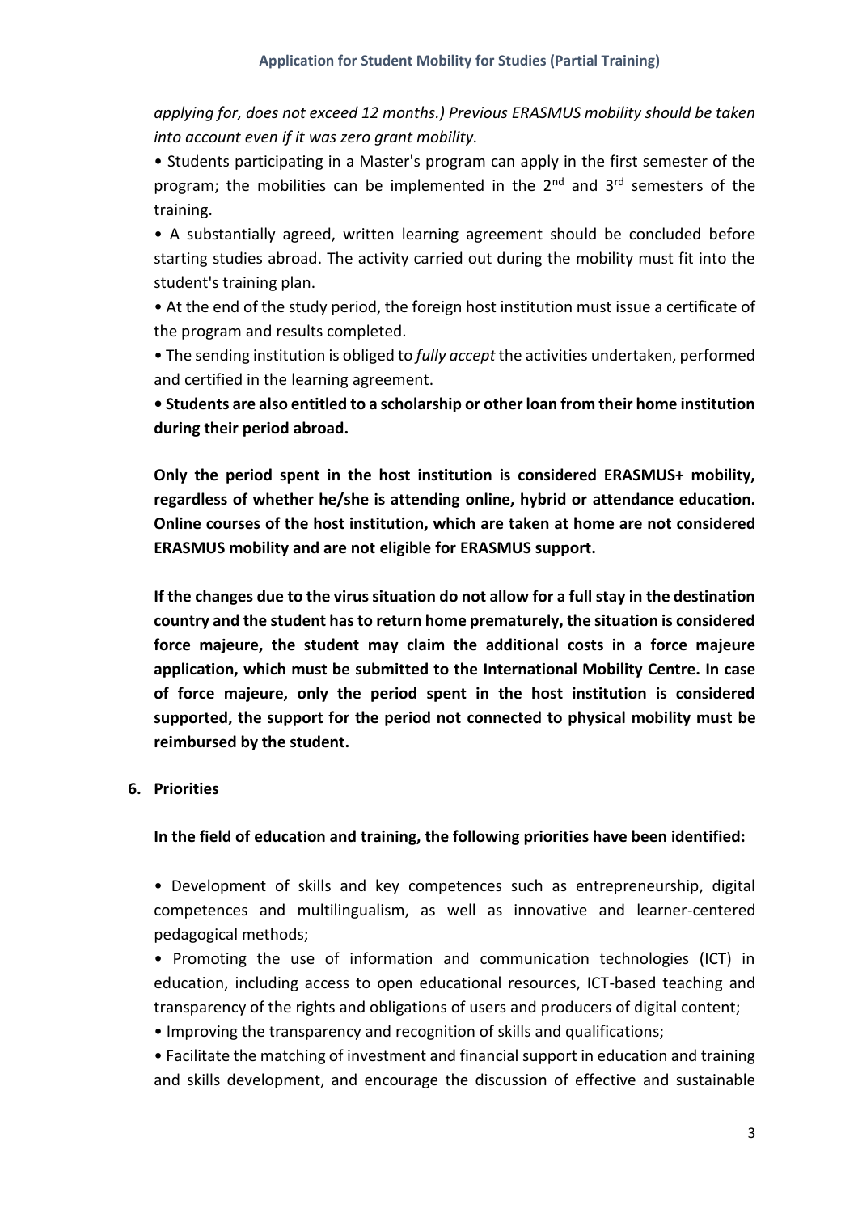*applying for, does not exceed 12 months.) Previous ERASMUS mobility should be taken into account even if it was zero grant mobility.*

- Students participating in a Master's program can apply in the first semester of the program; the mobilities can be implemented in the 2nd and 3rd semesters of the training.
- A substantially agreed, written learning agreement should be concluded before starting studies abroad. The activity carried out during the mobility must fit into the student's training plan.
- At the end of the study period, the foreign host institution must issue a certificate of the program and results completed.
- The sending institution is obliged to *fully accept* the activities undertaken, performed and certified in the learning agreement.
- **Students are also entitled to a scholarship or other loan from their home institution during their period abroad.**

**Only the period spent in the host institution is considered ERASMUS+ mobility, regardless of whether he/she is attending online, hybrid or attendance education. Online courses of the host institution, which are taken at home are not considered ERASMUS mobility and are not eligible for ERASMUS support.**

**If the changes due to the virus situation do not allow for a full stay in the destination country and the student has to return home prematurely, the situation is considered force majeure, the student may claim the additional costs in a force majeure application, which must be submitted to the International Mobility Centre. In case of force majeure, only the period spent in the host institution is considered supported, the support for the period not connected to physical mobility must be reimbursed by the student.**

## 6. Priorities

**In the field of education and training, the following priorities have been identified:**

- Development of skills and key competences such as entrepreneurship, digital competences and multilingualism, as well as innovative and learner-centered pedagogical methods;
- Promoting the use of information and communication technologies (ICT) in education, including access to open educational resources, ICT-based teaching and transparency of the rights and obligations of users and producers of digital content;
- Improving the transparency and recognition of skills and qualifications;
- Facilitate the matching of investment and financial support in education and training and skills development, and encourage the discussion of effective and sustainable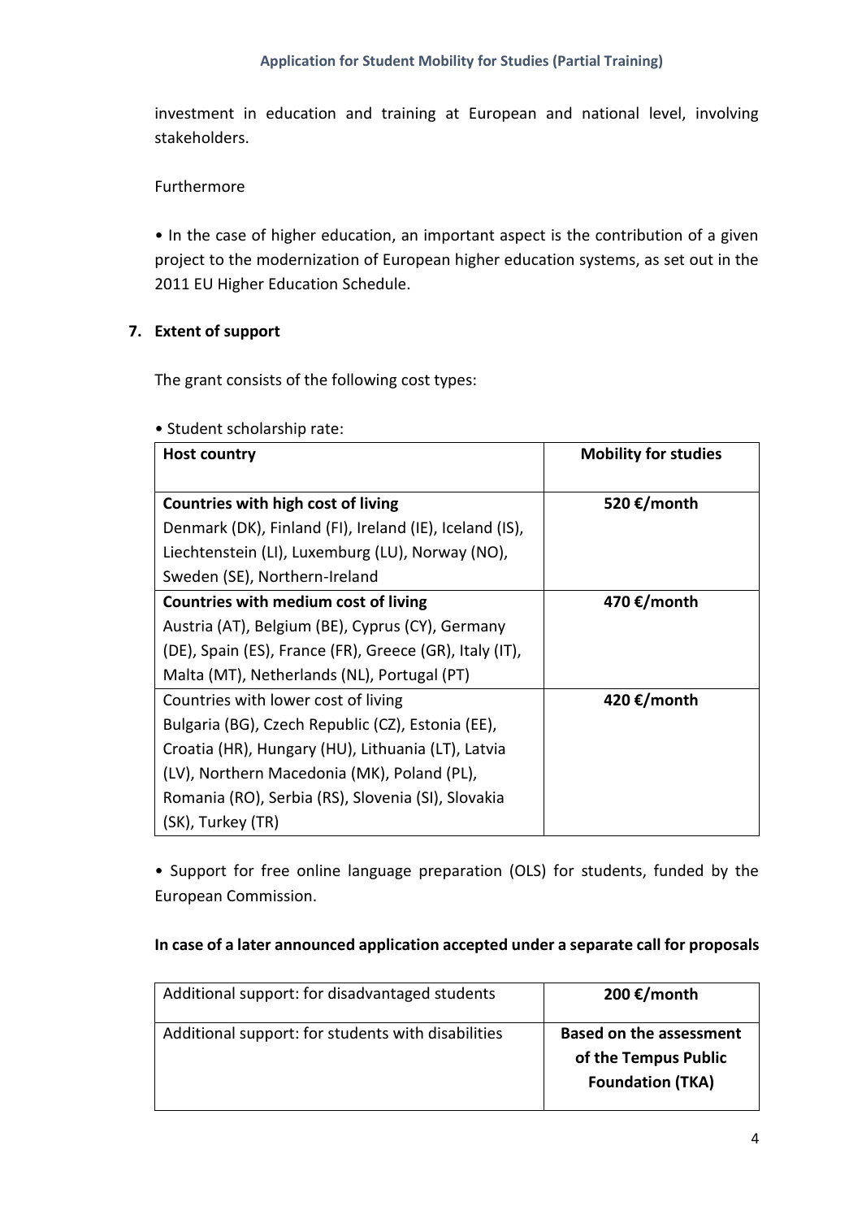investment in education and training at European and national level, involving stakeholders.

Furthermore

• In the case of higher education, an important aspect is the contribution of a given project to the modernization of European higher education systems, as set out in the 2011 EU Higher Education Schedule.

## 7. Extent of support

The grant consists of the following cost types:

• Student scholarship rate:

| **Host country** | **Mobility for studies** |
|---|---|
| **Countries with high cost of living**<br>Denmark (DK), Finland (FI), Ireland (IE), Iceland (IS), Liechtenstein (LI), Luxemburg (LU), Norway (NO), Sweden (SE), Northern-Ireland | **520 €/month** |
| **Countries with medium cost of living**<br>Austria (AT), Belgium (BE), Cyprus (CY), Germany (DE), Spain (ES), France (FR), Greece (GR), Italy (IT), Malta (MT), Netherlands (NL), Portugal (PT) | **470 €/month** |
| Countries with lower cost of living<br>Bulgaria (BG), Czech Republic (CZ), Estonia (EE), Croatia (HR), Hungary (HU), Lithuania (LT), Latvia (LV), Northern Macedonia (MK), Poland (PL), Romania (RO), Serbia (RS), Slovenia (SI), Slovakia (SK), Turkey (TR) | **420 €/month** |

• Support for free online language preparation (OLS) for students, funded by the European Commission.

**In case of a later announced application accepted under a separate call for proposals**

| Additional support: for disadvantaged students | **200 €/month** |
|---|---|
| Additional support: for students with disabilities | **Based on the assessment of the Tempus Public Foundation (TKA)** |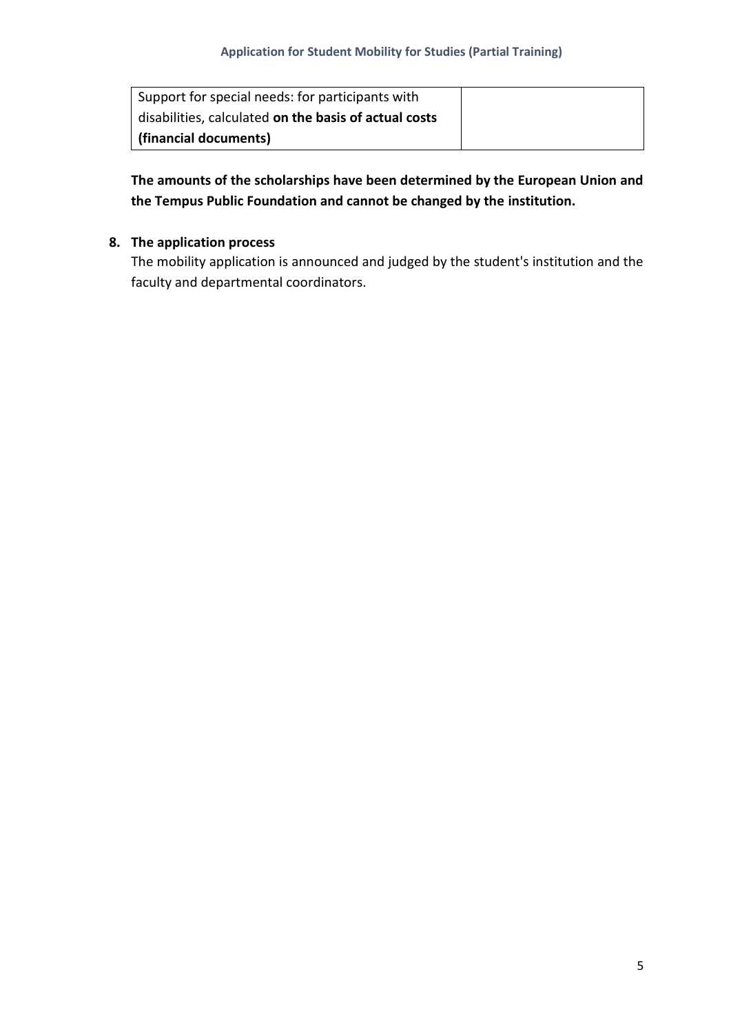| | |
|---|---|
| Support for special needs: for participants with disabilities, calculated **on the basis of actual costs (financial documents)** | |

**The amounts of the scholarships have been determined by the European Union and the Tempus Public Foundation and cannot be changed by the institution.**

**8. The application process**

The mobility application is announced and judged by the student's institution and the faculty and departmental coordinators.